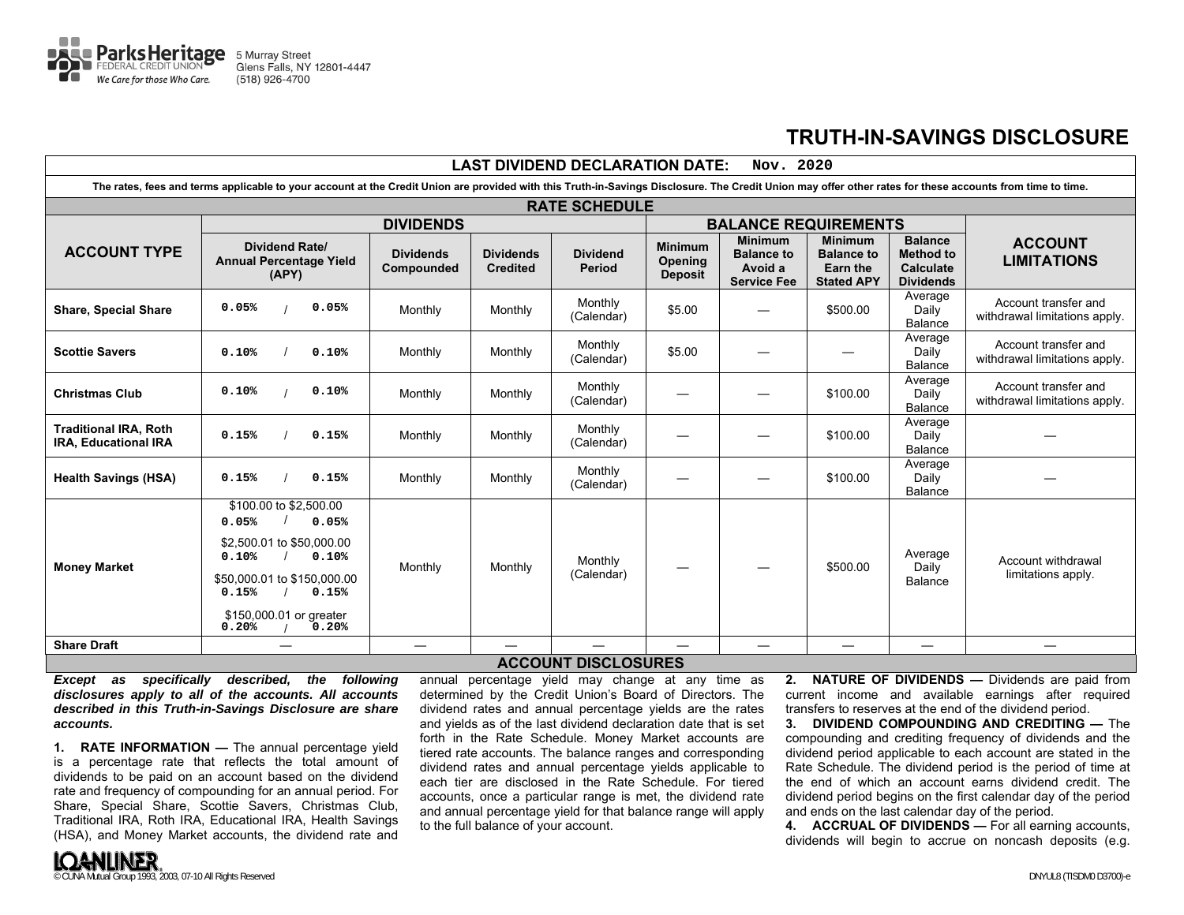Parks Heritage FEDERAL CREDIT UNION
We Care for those Who Care.
5 Murray Street
Glens Falls, NY 12801-4447
(518) 926-4700

# TRUTH-IN-SAVINGS DISCLOSURE

**LAST DIVIDEND DECLARATION DATE: Nov. 2020**

**The rates, fees and terms applicable to your account at the Credit Union are provided with this Truth-in-Savings Disclosure. The Credit Union may offer other rates for these accounts from time to time.**

## RATE SCHEDULE

| ACCOUNT TYPE | DIVIDENDS | | | | BALANCE REQUIREMENTS | | | | ACCOUNT LIMITATIONS |
|---|---|---|---|---|---|---|---|---|---|
| | Dividend Rate/ Annual Percentage Yield (APY) | Dividends Compounded | Dividends Credited | Dividend Period | Minimum Opening Deposit | Minimum Balance to Avoid a Service Fee | Minimum Balance to Earn the Stated APY | Balance Method to Calculate Dividends | |
| **Share, Special Share** | 0.05% / 0.05% | Monthly | Monthly | Monthly (Calendar) | $5.00 | — | $500.00 | Average Daily Balance | Account transfer and withdrawal limitations apply. |
| **Scottie Savers** | 0.10% / 0.10% | Monthly | Monthly | Monthly (Calendar) | $5.00 | — | — | Average Daily Balance | Account transfer and withdrawal limitations apply. |
| **Christmas Club** | 0.10% / 0.10% | Monthly | Monthly | Monthly (Calendar) | — | — | $100.00 | Average Daily Balance | Account transfer and withdrawal limitations apply. |
| **Traditional IRA, Roth IRA, Educational IRA** | 0.15% / 0.15% | Monthly | Monthly | Monthly (Calendar) | — | — | $100.00 | Average Daily Balance | — |
| **Health Savings (HSA)** | 0.15% / 0.15% | Monthly | Monthly | Monthly (Calendar) | — | — | $100.00 | Average Daily Balance | — |
| **Money Market** | $100.00 to $2,500.00: 0.05% / 0.05%<br>$2,500.01 to $50,000.00: 0.10% / 0.10%<br>$50,000.01 to $150,000.00: 0.15% / 0.15%<br>$150,000.01 or greater: 0.20% / 0.20% | Monthly | Monthly | Monthly (Calendar) | — | — | $500.00 | Average Daily Balance | Account withdrawal limitations apply. |
| **Share Draft** | — | — | — | — | — | — | — | — | — |

## ACCOUNT DISCLOSURES

***Except as specifically described, the following disclosures apply to all of the accounts. All accounts described in this Truth-in-Savings Disclosure are share accounts.***

**1. RATE INFORMATION —** The annual percentage yield is a percentage rate that reflects the total amount of dividends to be paid on an account based on the dividend rate and frequency of compounding for an annual period. For Share, Special Share, Scottie Savers, Christmas Club, Traditional IRA, Roth IRA, Educational IRA, Health Savings (HSA), and Money Market accounts, the dividend rate and annual percentage yield may change at any time as determined by the Credit Union's Board of Directors. The dividend rates and annual percentage yields are the rates and yields as of the last dividend declaration date that is set forth in the Rate Schedule. Money Market accounts are tiered rate accounts. The balance ranges and corresponding dividend rates and annual percentage yields applicable to each tier are disclosed in the Rate Schedule. For tiered accounts, once a particular range is met, the dividend rate and annual percentage yield for that balance range will apply to the full balance of your account.

**2. NATURE OF DIVIDENDS —** Dividends are paid from current income and available earnings after required transfers to reserves at the end of the dividend period.

**3. DIVIDEND COMPOUNDING AND CREDITING —** The compounding and crediting frequency of dividends and the dividend period applicable to each account are stated in the Rate Schedule. The dividend period is the period of time at the end of which an account earns dividend credit. The dividend period begins on the first calendar day of the period and ends on the last calendar day of the period.

**4. ACCRUAL OF DIVIDENDS —** For all earning accounts, dividends will begin to accrue on noncash deposits (e.g.

© CUNA Mutual Group 1993, 2003, 07-10 All Rights Reserved
DNYUL8 (TISDM0 D3700)-e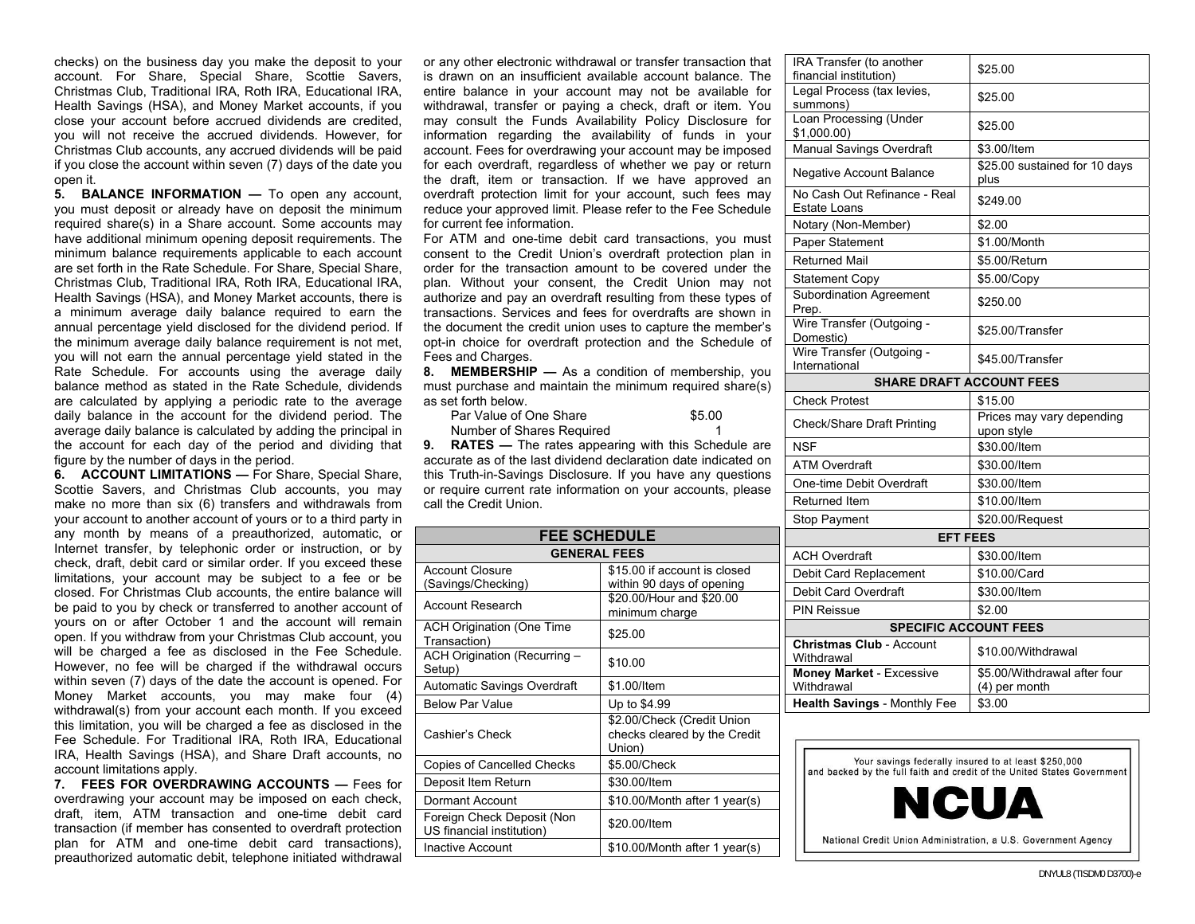checks) on the business day you make the deposit to your account. For Share, Special Share, Scottie Savers, Christmas Club, Traditional IRA, Roth IRA, Educational IRA, Health Savings (HSA), and Money Market accounts, if you close your account before accrued dividends are credited, you will not receive the accrued dividends. However, for Christmas Club accounts, any accrued dividends will be paid if you close the account within seven (7) days of the date you open it.

**5. BALANCE INFORMATION —** To open any account, you must deposit or already have on deposit the minimum required share(s) in a Share account. Some accounts may have additional minimum opening deposit requirements. The minimum balance requirements applicable to each account are set forth in the Rate Schedule. For Share, Special Share, Christmas Club, Traditional IRA, Roth IRA, Educational IRA, Health Savings (HSA), and Money Market accounts, there is a minimum average daily balance required to earn the annual percentage yield disclosed for the dividend period. If the minimum average daily balance requirement is not met, you will not earn the annual percentage yield stated in the Rate Schedule. For accounts using the average daily balance method as stated in the Rate Schedule, dividends are calculated by applying a periodic rate to the average daily balance in the account for the dividend period. The average daily balance is calculated by adding the principal in the account for each day of the period and dividing that figure by the number of days in the period.

**6. ACCOUNT LIMITATIONS —** For Share, Special Share, Scottie Savers, and Christmas Club accounts, you may make no more than six (6) transfers and withdrawals from your account to another account of yours or to a third party in any month by means of a preauthorized, automatic, or Internet transfer, by telephonic order or instruction, or by check, draft, debit card or similar order. If you exceed these limitations, your account may be subject to a fee or be closed. For Christmas Club accounts, the entire balance will be paid to you by check or transferred to another account of yours on or after October 1 and the account will remain open. If you withdraw from your Christmas Club account, you will be charged a fee as disclosed in the Fee Schedule. However, no fee will be charged if the withdrawal occurs within seven (7) days of the date the account is opened. For Money Market accounts, you may make four (4) withdrawal(s) from your account each month. If you exceed this limitation, you will be charged a fee as disclosed in the Fee Schedule. For Traditional IRA, Roth IRA, Educational IRA, Health Savings (HSA), and Share Draft accounts, no account limitations apply.

**7. FEES FOR OVERDRAWING ACCOUNTS —** Fees for overdrawing your account may be imposed on each check, draft, item, ATM transaction and one-time debit card transaction (if member has consented to overdraft protection plan for ATM and one-time debit card transactions), preauthorized automatic debit, telephone initiated withdrawal or any other electronic withdrawal or transfer transaction that is drawn on an insufficient available account balance. The entire balance in your account may not be available for withdrawal, transfer or paying a check, draft or item. You may consult the Funds Availability Policy Disclosure for information regarding the availability of funds in your account. Fees for overdrawing your account may be imposed for each overdraft, regardless of whether we pay or return the draft, item or transaction. If we have approved an overdraft protection limit for your account, such fees may reduce your approved limit. Please refer to the Fee Schedule for current fee information.

For ATM and one-time debit card transactions, you must consent to the Credit Union's overdraft protection plan in order for the transaction amount to be covered under the plan. Without your consent, the Credit Union may not authorize and pay an overdraft resulting from these types of transactions. Services and fees for overdrafts are shown in the document the credit union uses to capture the member's opt-in choice for overdraft protection and the Schedule of Fees and Charges.

**8. MEMBERSHIP —** As a condition of membership, you must purchase and maintain the minimum required share(s) as set forth below.

| | |
|---|---|
| Par Value of One Share | $5.00 |
| Number of Shares Required | 1 |

**9. RATES —** The rates appearing with this Schedule are accurate as of the last dividend declaration date indicated on this Truth-in-Savings Disclosure. If you have any questions or require current rate information on your accounts, please call the Credit Union.

## FEE SCHEDULE

| GENERAL FEES | |
|---|---|
| Account Closure (Savings/Checking) | $15.00 if account is closed within 90 days of opening |
| Account Research | $20.00/Hour and $20.00 minimum charge |
| ACH Origination (One Time Transaction) | $25.00 |
| ACH Origination (Recurring – Setup) | $10.00 |
| Automatic Savings Overdraft | $1.00/Item |
| Below Par Value | Up to $4.99 |
| Cashier's Check | $2.00/Check (Credit Union checks cleared by the Credit Union) |
| Copies of Cancelled Checks | $5.00/Check |
| Deposit Item Return | $30.00/Item |
| Dormant Account | $10.00/Month after 1 year(s) |
| Foreign Check Deposit (Non US financial institution) | $20.00/Item |
| Inactive Account | $10.00/Month after 1 year(s) |
| IRA Transfer (to another financial institution) | $25.00 |
| Legal Process (tax levies, summons) | $25.00 |
| Loan Processing (Under $1,000.00) | $25.00 |
| Manual Savings Overdraft | $3.00/Item |
| Negative Account Balance | $25.00 sustained for 10 days plus |
| No Cash Out Refinance - Real Estate Loans | $249.00 |
| Notary (Non-Member) | $2.00 |
| Paper Statement | $1.00/Month |
| Returned Mail | $5.00/Return |
| Statement Copy | $5.00/Copy |
| Subordination Agreement Prep. | $250.00 |
| Wire Transfer (Outgoing - Domestic) | $25.00/Transfer |
| Wire Transfer (Outgoing - International | $45.00/Transfer |
| **SHARE DRAFT ACCOUNT FEES** | |
| Check Protest | $15.00 |
| Check/Share Draft Printing | Prices may vary depending upon style |
| NSF | $30.00/Item |
| ATM Overdraft | $30.00/Item |
| One-time Debit Overdraft | $30.00/Item |
| Returned Item | $10.00/Item |
| Stop Payment | $20.00/Request |
| **EFT FEES** | |
| ACH Overdraft | $30.00/Item |
| Debit Card Replacement | $10.00/Card |
| Debit Card Overdraft | $30.00/Item |
| PIN Reissue | $2.00 |
| **SPECIFIC ACCOUNT FEES** | |
| **Christmas Club** - Account Withdrawal | $10.00/Withdrawal |
| **Money Market** - Excessive Withdrawal | $5.00/Withdrawal after four (4) per month |
| **Health Savings** - Monthly Fee | $3.00 |

Your savings federally insured to at least $250,000 and backed by the full faith and credit of the United States Government

**NCUA**

National Credit Union Administration, a U.S. Government Agency

DNYUL8 (TISDM0 D3700)-e